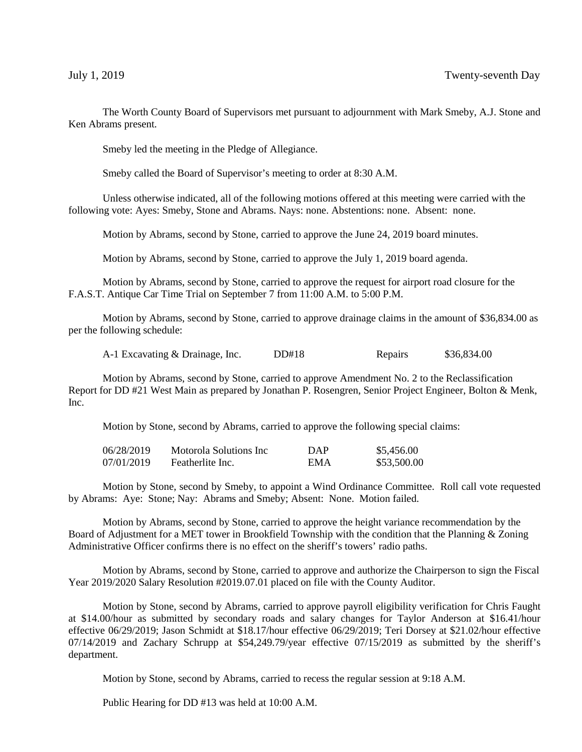July 1, 2019 Twenty-seventh Day

The Worth County Board of Supervisors met pursuant to adjournment with Mark Smeby, A.J. Stone and Ken Abrams present.

Smeby led the meeting in the Pledge of Allegiance.

Smeby called the Board of Supervisor's meeting to order at 8:30 A.M.

Unless otherwise indicated, all of the following motions offered at this meeting were carried with the following vote: Ayes: Smeby, Stone and Abrams. Nays: none. Abstentions: none. Absent: none.

Motion by Abrams, second by Stone, carried to approve the June 24, 2019 board minutes.

Motion by Abrams, second by Stone, carried to approve the July 1, 2019 board agenda.

Motion by Abrams, second by Stone, carried to approve the request for airport road closure for the F.A.S.T. Antique Car Time Trial on September 7 from 11:00 A.M. to 5:00 P.M.

Motion by Abrams, second by Stone, carried to approve drainage claims in the amount of $36,834.00 as per the following schedule:

| | | | |
|---|---|---|---|
| A-1 Excavating & Drainage, Inc. | DD#18 | Repairs | $36,834.00 |

Motion by Abrams, second by Stone, carried to approve Amendment No. 2 to the Reclassification Report for DD #21 West Main as prepared by Jonathan P. Rosengren, Senior Project Engineer, Bolton & Menk, Inc.

Motion by Stone, second by Abrams, carried to approve the following special claims:

| | | | |
|---|---|---|---|
| 06/28/2019 | Motorola Solutions Inc | DAP | $5,456.00 |
| 07/01/2019 | Featherlite Inc. | EMA | $53,500.00 |

Motion by Stone, second by Smeby, to appoint a Wind Ordinance Committee. Roll call vote requested by Abrams: Aye: Stone; Nay: Abrams and Smeby; Absent: None. Motion failed.

Motion by Abrams, second by Stone, carried to approve the height variance recommendation by the Board of Adjustment for a MET tower in Brookfield Township with the condition that the Planning & Zoning Administrative Officer confirms there is no effect on the sheriff's towers' radio paths.

Motion by Abrams, second by Stone, carried to approve and authorize the Chairperson to sign the Fiscal Year 2019/2020 Salary Resolution #2019.07.01 placed on file with the County Auditor.

Motion by Stone, second by Abrams, carried to approve payroll eligibility verification for Chris Faught at $14.00/hour as submitted by secondary roads and salary changes for Taylor Anderson at $16.41/hour effective 06/29/2019; Jason Schmidt at $18.17/hour effective 06/29/2019; Teri Dorsey at $21.02/hour effective 07/14/2019 and Zachary Schrupp at $54,249.79/year effective 07/15/2019 as submitted by the sheriff's department.

Motion by Stone, second by Abrams, carried to recess the regular session at 9:18 A.M.

Public Hearing for DD #13 was held at 10:00 A.M.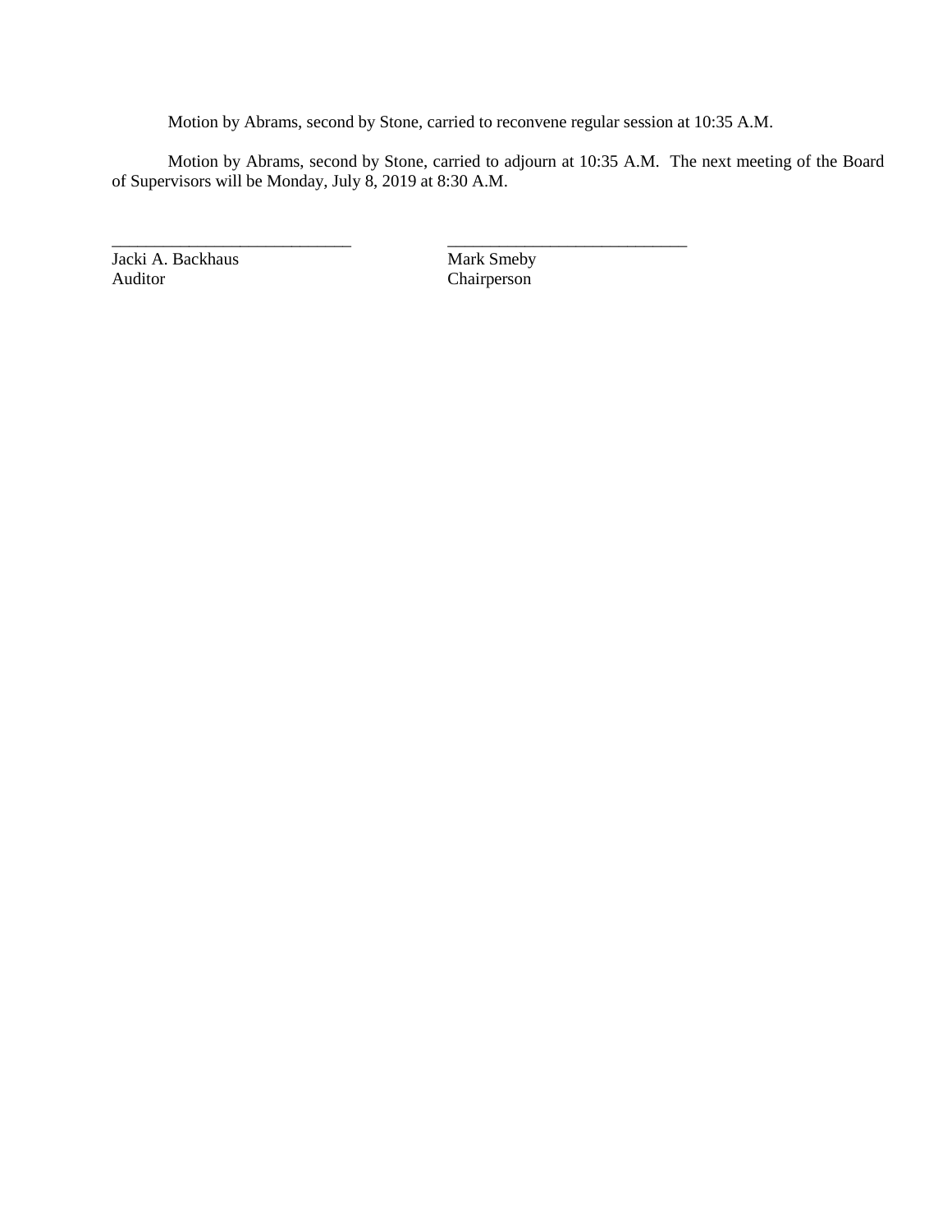Motion by Abrams, second by Stone, carried to reconvene regular session at 10:35 A.M.

Motion by Abrams, second by Stone, carried to adjourn at 10:35 A.M. The next meeting of the Board of Supervisors will be Monday, July 8, 2019 at 8:30 A.M.

| | |
|---|---|
| _____________________________ | _____________________________ |
| Jacki A. Backhaus | Mark Smeby |
| Auditor | Chairperson |